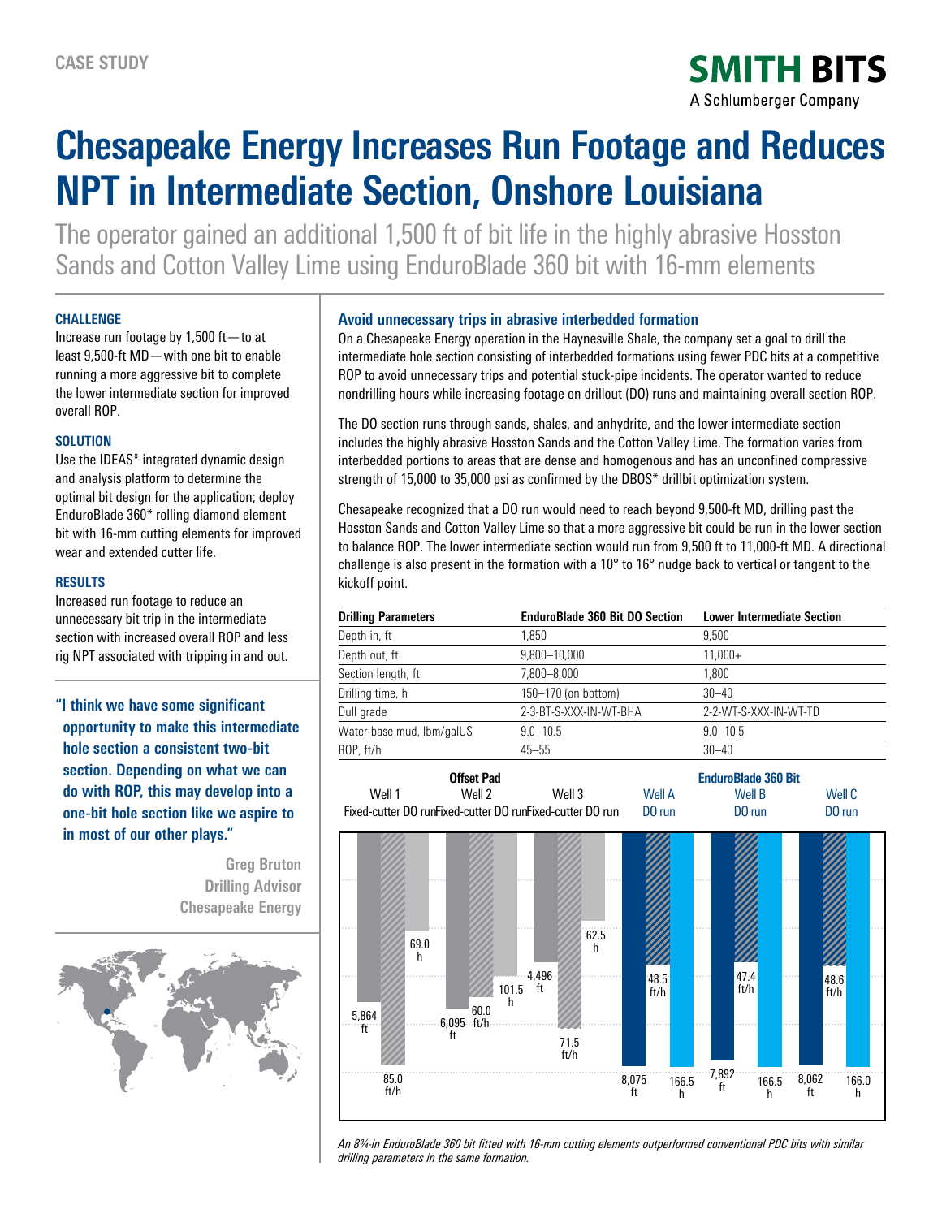CASE STUDY

# Chesapeake Energy Increases Run Footage and Reduces NPT in Intermediate Section, Onshore Louisiana

The operator gained an additional 1,500 ft of bit life in the highly abrasive Hosston Sands and Cotton Valley Lime using EnduroBlade 360 bit with 16-mm elements

### CHALLENGE

Increase run footage by 1,500 ft—to at least 9,500-ft MD—with one bit to enable running a more aggressive bit to complete the lower intermediate section for improved overall ROP.

### SOLUTION

Use the IDEAS* integrated dynamic design and analysis platform to determine the optimal bit design for the application; deploy EnduroBlade 360* rolling diamond element bit with 16-mm cutting elements for improved wear and extended cutter life.

### RESULTS

Increased run footage to reduce an unnecessary bit trip in the intermediate section with increased overall ROP and less rig NPT associated with tripping in and out.

**"I think we have some significant opportunity to make this intermediate hole section a consistent two-bit section. Depending on what we can do with ROP, this may develop into a one-bit hole section like we aspire to in most of our other plays."**

**Greg Bruton**
**Drilling Advisor**
**Chesapeake Energy**

### Avoid unnecessary trips in abrasive interbedded formation

On a Chesapeake Energy operation in the Haynesville Shale, the company set a goal to drill the intermediate hole section consisting of interbedded formations using fewer PDC bits at a competitive ROP to avoid unnecessary trips and potential stuck-pipe incidents. The operator wanted to reduce nondrilling hours while increasing footage on drillout (DO) runs and maintaining overall section ROP.

The DO section runs through sands, shales, and anhydrite, and the lower intermediate section includes the highly abrasive Hosston Sands and the Cotton Valley Lime. The formation varies from interbedded portions to areas that are dense and homogenous and has an unconfined compressive strength of 15,000 to 35,000 psi as confirmed by the DBOS* drillbit optimization system.

Chesapeake recognized that a DO run would need to reach beyond 9,500-ft MD, drilling past the Hosston Sands and Cotton Valley Lime so that a more aggressive bit could be run in the lower section to balance ROP. The lower intermediate section would run from 9,500 ft to 11,000-ft MD. A directional challenge is also present in the formation with a 10° to 16° nudge back to vertical or tangent to the kickoff point.

| Drilling Parameters | EnduroBlade 360 Bit DO Section | Lower Intermediate Section |
|---|---|---|
| Depth in, ft | 1,850 | 9,500 |
| Depth out, ft | 9,800–10,000 | 11,000+ |
| Section length, ft | 7,800–8,000 | 1,800 |
| Drilling time, h | 150–170 (on bottom) | 30–40 |
| Dull grade | 2-3-BT-S-XXX-IN-WT-BHA | 2-2-WT-S-XXX-IN-WT-TD |
| Water-base mud, lbm/galUS | 9.0–10.5 | 9.0–10.5 |
| ROP, ft/h | 45–55 | 30–40 |

| | Offset Pad | | | EnduroBlade 360 Bit | | |
|---|---|---|---|---|---|---|
| | Well 1 Fixed-cutter DO run | Well 2 Fixed-cutter DO run | Well 3 Fixed-cutter DO run | Well A DO run | Well B DO run | Well C DO run |
| Footage | 5,864 ft | 6,095 ft | 4,496 ft | 8,075 ft | 7,892 ft | 8,062 ft |
| ROP | 85.0 ft/h | 60.0 ft/h | 71.5 ft/h | 48.5 ft/h | 47.4 ft/h | 48.6 ft/h |
| Time | 69.0 h | 101.5 h | 62.5 h | 166.5 h | 166.5 h | 166.0 h |

*An 8¾-in EnduroBlade 360 bit fitted with 16-mm cutting elements outperformed conventional PDC bits with similar drilling parameters in the same formation.*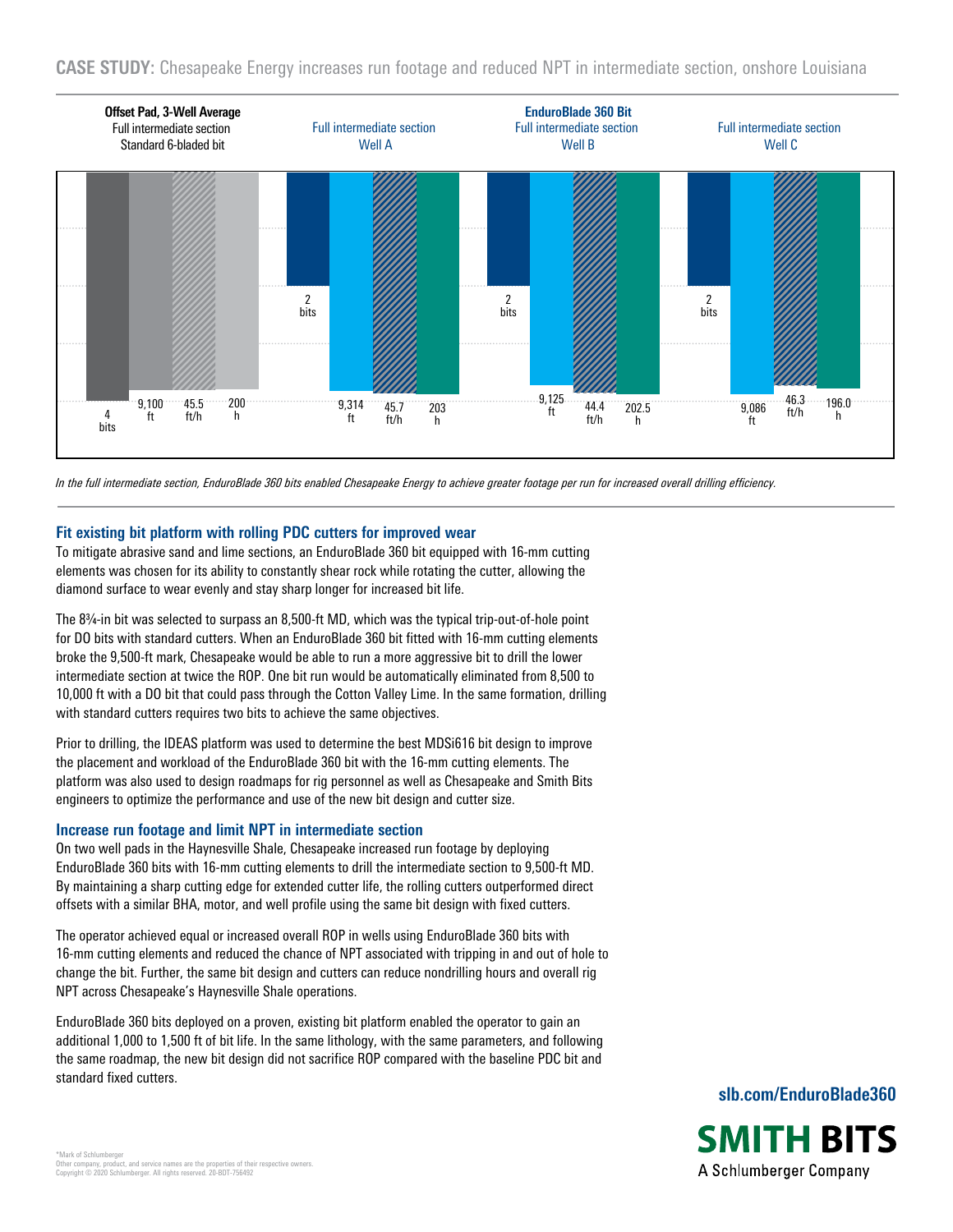**CASE STUDY:** Chesapeake Energy increases run footage and reduced NPT in intermediate section, onshore Louisiana

**Offset Pad, 3-Well Average**
Full intermediate section
Standard 6-bladed bit

4 bits
9,100 ft
45.5 ft/h
200 h

**EnduroBlade 360 Bit**

Full intermediate section
Well A

2 bits
9,314 ft
45.7 ft/h
203 h

Full intermediate section
Well B

2 bits
9,125 ft
44.4 ft/h
202.5 h

Full intermediate section
Well C

2 bits
9,086 ft
46.3 ft/h
196.0 h

*In the full intermediate section, EnduroBlade 360 bits enabled Chesapeake Energy to achieve greater footage per run for increased overall drilling efficiency.*

## Fit existing bit platform with rolling PDC cutters for improved wear

To mitigate abrasive sand and lime sections, an EnduroBlade 360 bit equipped with 16-mm cutting elements was chosen for its ability to constantly shear rock while rotating the cutter, allowing the diamond surface to wear evenly and stay sharp longer for increased bit life.

The 8¾-in bit was selected to surpass an 8,500-ft MD, which was the typical trip-out-of-hole point for DO bits with standard cutters. When an EnduroBlade 360 bit fitted with 16-mm cutting elements broke the 9,500-ft mark, Chesapeake would be able to run a more aggressive bit to drill the lower intermediate section at twice the ROP. One bit run would be automatically eliminated from 8,500 to 10,000 ft with a DO bit that could pass through the Cotton Valley Lime. In the same formation, drilling with standard cutters requires two bits to achieve the same objectives.

Prior to drilling, the IDEAS platform was used to determine the best MDSi616 bit design to improve the placement and workload of the EnduroBlade 360 bit with the 16-mm cutting elements. The platform was also used to design roadmaps for rig personnel as well as Chesapeake and Smith Bits engineers to optimize the performance and use of the new bit design and cutter size.

## Increase run footage and limit NPT in intermediate section

On two well pads in the Haynesville Shale, Chesapeake increased run footage by deploying EnduroBlade 360 bits with 16-mm cutting elements to drill the intermediate section to 9,500-ft MD. By maintaining a sharp cutting edge for extended cutter life, the rolling cutters outperformed direct offsets with a similar BHA, motor, and well profile using the same bit design with fixed cutters.

The operator achieved equal or increased overall ROP in wells using EnduroBlade 360 bits with 16-mm cutting elements and reduced the chance of NPT associated with tripping in and out of hole to change the bit. Further, the same bit design and cutters can reduce nondrilling hours and overall rig NPT across Chesapeake's Haynesville Shale operations.

EnduroBlade 360 bits deployed on a proven, existing bit platform enabled the operator to gain an additional 1,000 to 1,500 ft of bit life. In the same lithology, with the same parameters, and following the same roadmap, the new bit design did not sacrifice ROP compared with the baseline PDC bit and standard fixed cutters.

**slb.com/EnduroBlade360**

**SMITH BITS**
A Schlumberger Company

*Mark of Schlumberger
Other company, product, and service names are the properties of their respective owners.
Copyright © 2020 Schlumberger. All rights reserved. 20-BDT-756492